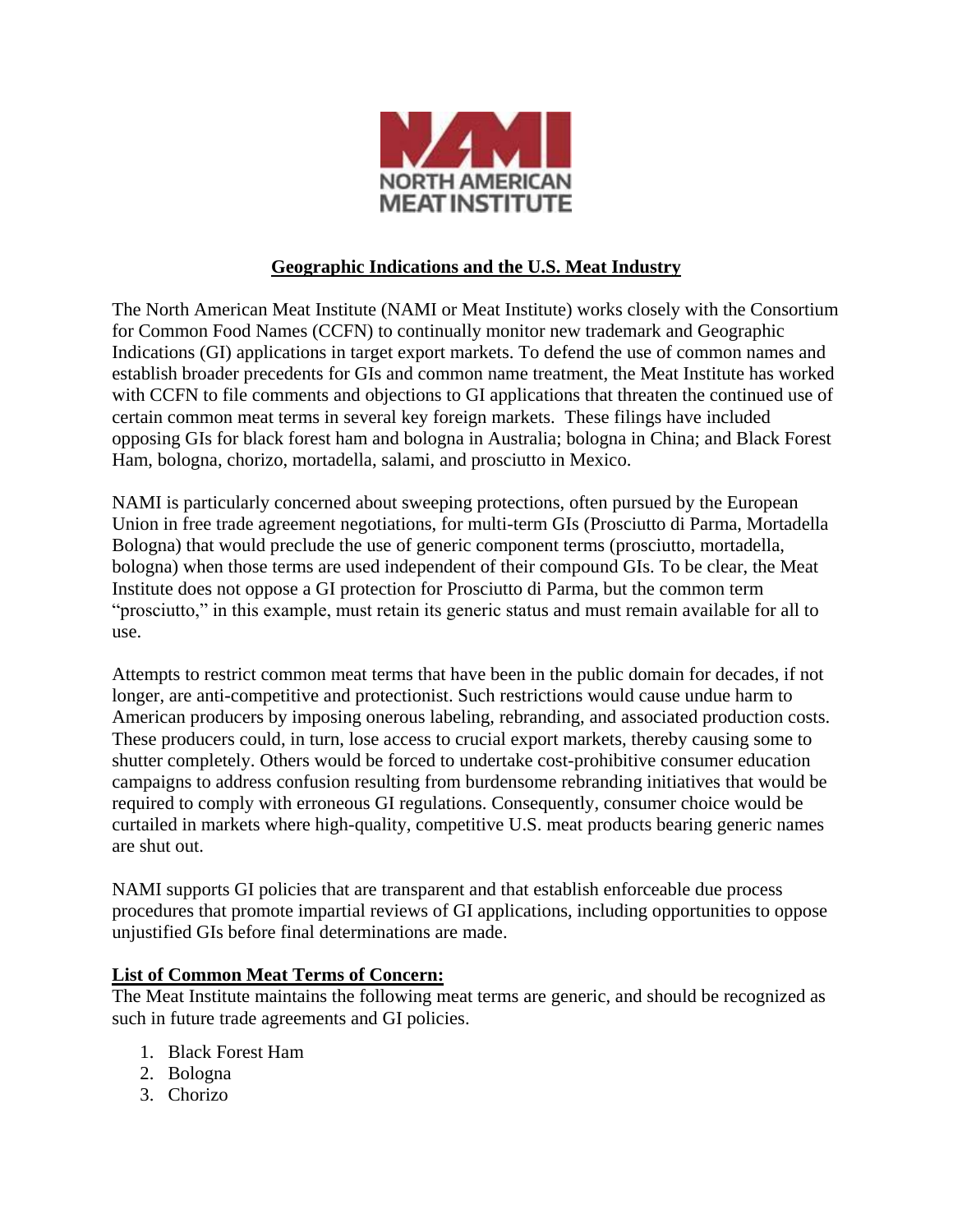## Geographic Indications and the U.S. Meat Industry

The North American Meat Institute (NAMI or Meat Institute) works closely with the Consortium for Common Food Names (CCFN) to continually monitor new trademark and Geographic Indications (GI) applications in target export markets. To defend the use of common names and establish broader precedents for GIs and common name treatment, the Meat Institute has worked with CCFN to file comments and objections to GI applications that threaten the continued use of certain common meat terms in several key foreign markets. These filings have included opposing GIs for black forest ham and bologna in Australia; bologna in China; and Black Forest Ham, bologna, chorizo, mortadella, salami, and prosciutto in Mexico.

NAMI is particularly concerned about sweeping protections, often pursued by the European Union in free trade agreement negotiations, for multi-term GIs (Prosciutto di Parma, Mortadella Bologna) that would preclude the use of generic component terms (prosciutto, mortadella, bologna) when those terms are used independent of their compound GIs. To be clear, the Meat Institute does not oppose a GI protection for Prosciutto di Parma, but the common term "prosciutto," in this example, must retain its generic status and must remain available for all to use.

Attempts to restrict common meat terms that have been in the public domain for decades, if not longer, are anti-competitive and protectionist. Such restrictions would cause undue harm to American producers by imposing onerous labeling, rebranding, and associated production costs. These producers could, in turn, lose access to crucial export markets, thereby causing some to shutter completely. Others would be forced to undertake cost-prohibitive consumer education campaigns to address confusion resulting from burdensome rebranding initiatives that would be required to comply with erroneous GI regulations. Consequently, consumer choice would be curtailed in markets where high-quality, competitive U.S. meat products bearing generic names are shut out.

NAMI supports GI policies that are transparent and that establish enforceable due process procedures that promote impartial reviews of GI applications, including opportunities to oppose unjustified GIs before final determinations are made.

### List of Common Meat Terms of Concern:

The Meat Institute maintains the following meat terms are generic, and should be recognized as such in future trade agreements and GI policies.

1. Black Forest Ham
2. Bologna
3. Chorizo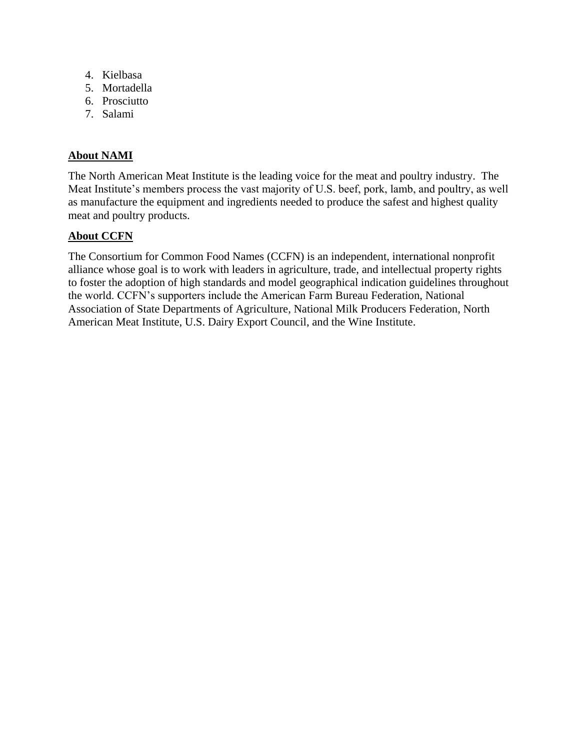4. Kielbasa
5. Mortadella
6. Prosciutto
7. Salami

**About NAMI**

The North American Meat Institute is the leading voice for the meat and poultry industry. The Meat Institute's members process the vast majority of U.S. beef, pork, lamb, and poultry, as well as manufacture the equipment and ingredients needed to produce the safest and highest quality meat and poultry products.

**About CCFN**

The Consortium for Common Food Names (CCFN) is an independent, international nonprofit alliance whose goal is to work with leaders in agriculture, trade, and intellectual property rights to foster the adoption of high standards and model geographical indication guidelines throughout the world. CCFN's supporters include the American Farm Bureau Federation, National Association of State Departments of Agriculture, National Milk Producers Federation, North American Meat Institute, U.S. Dairy Export Council, and the Wine Institute.